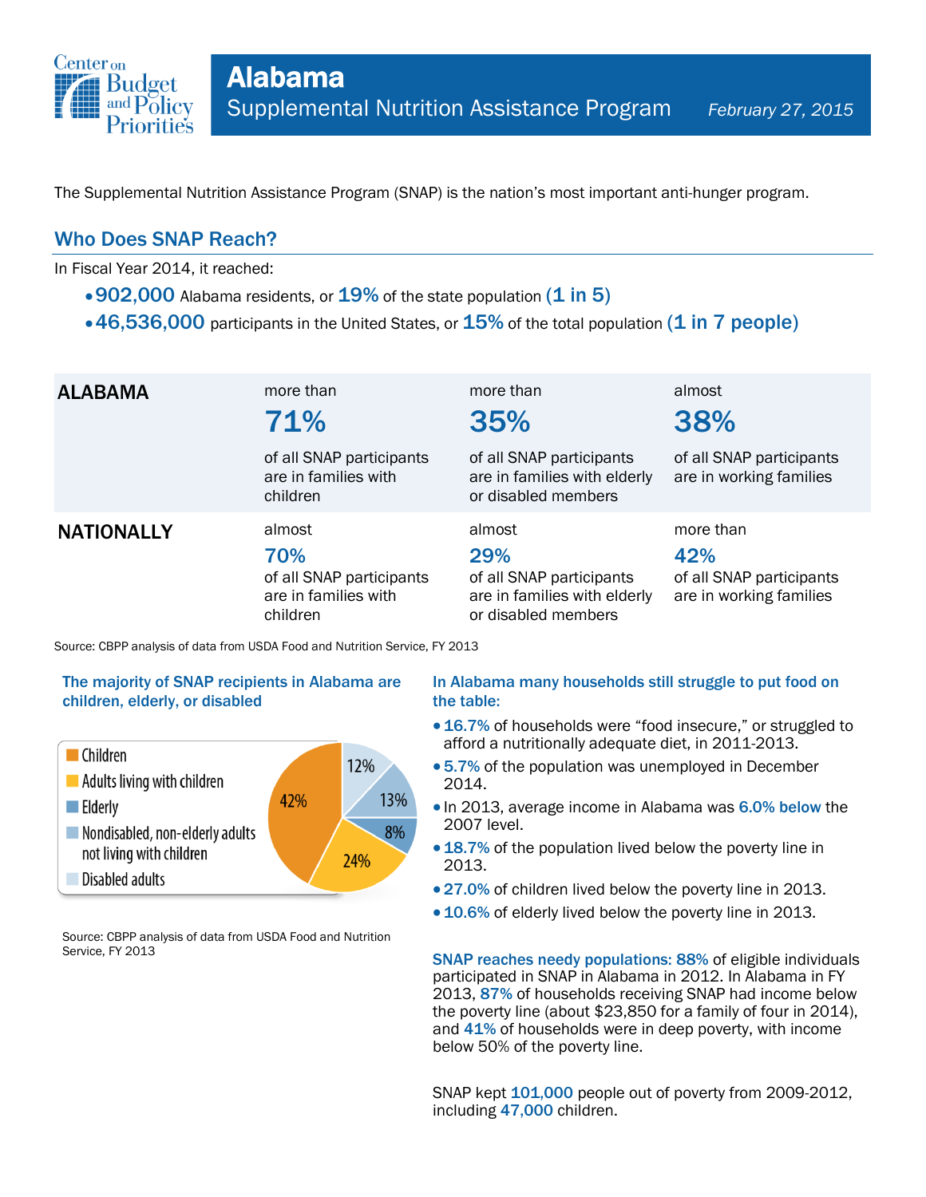# Alabama

## Supplemental Nutrition Assistance Program

*February 27, 2015*

The Supplemental Nutrition Assistance Program (SNAP) is the nation's most important anti-hunger program.

## Who Does SNAP Reach?

In Fiscal Year 2014, it reached:

- **902,000** Alabama residents, or **19%** of the state population **(1 in 5)**
- **46,536,000** participants in the United States, or **15%** of the total population **(1 in 7 people)**

| | | | |
|---|---|---|---|
| **ALABAMA** | more than **71%** of all SNAP participants are in families with children | more than **35%** of all SNAP participants are in families with elderly or disabled members | almost **38%** of all SNAP participants are in working families |
| **NATIONALLY** | almost **70%** of all SNAP participants are in families with children | almost **29%** of all SNAP participants are in families with elderly or disabled members | more than **42%** of all SNAP participants are in working families |

Source: CBPP analysis of data from USDA Food and Nutrition Service, FY 2013

### The majority of SNAP recipients in Alabama are children, elderly, or disabled

| Category | Share |
|---|---|
| Children | 42% |
| Adults living with children | 24% |
| Elderly | 8% |
| Nondisabled, non-elderly adults not living with children | 13% |
| Disabled adults | 12% |

Source: CBPP analysis of data from USDA Food and Nutrition Service, FY 2013

### In Alabama many households still struggle to put food on the table:

- **16.7%** of households were "food insecure," or struggled to afford a nutritionally adequate diet, in 2011-2013.
- **5.7%** of the population was unemployed in December 2014.
- In 2013, average income in Alabama was **6.0% below** the 2007 level.
- **18.7%** of the population lived below the poverty line in 2013.
- **27.0%** of children lived below the poverty line in 2013.
- **10.6%** of elderly lived below the poverty line in 2013.

**SNAP reaches needy populations: 88%** of eligible individuals participated in SNAP in Alabama in 2012. In Alabama in FY 2013, **87%** of households receiving SNAP had income below the poverty line (about $23,850 for a family of four in 2014), and **41%** of households were in deep poverty, with income below 50% of the poverty line.

SNAP kept **101,000** people out of poverty from 2009-2012, including **47,000** children.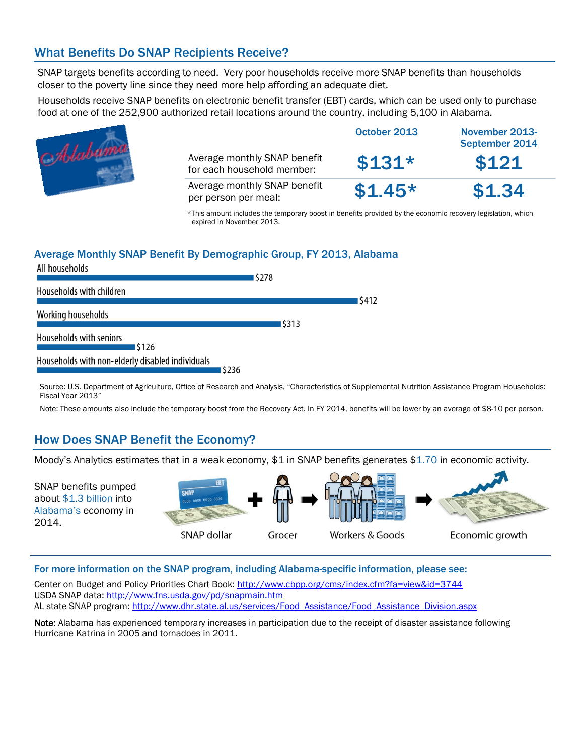## What Benefits Do SNAP Recipients Receive?

SNAP targets benefits according to need. Very poor households receive more SNAP benefits than households closer to the poverty line since they need more help affording an adequate diet.

Households receive SNAP benefits on electronic benefit transfer (EBT) cards, which can be used only to purchase food at one of the 252,900 authorized retail locations around the country, including 5,100 in Alabama.

| | October 2013 | November 2013-September 2014 |
|---|---|---|
| Average monthly SNAP benefit for each household member: | $131* | $121 |
| Average monthly SNAP benefit per person per meal: | $1.45* | $1.34 |

*This amount includes the temporary boost in benefits provided by the economic recovery legislation, which expired in November 2013.

### Average Monthly SNAP Benefit By Demographic Group, FY 2013, Alabama

All households
$278
Households with children
$412
Working households
$313
Households with seniors
$126
Households with non-elderly disabled individuals
$236

Source: U.S. Department of Agriculture, Office of Research and Analysis, "Characteristics of Supplemental Nutrition Assistance Program Households: Fiscal Year 2013"

Note: These amounts also include the temporary boost from the Recovery Act. In FY 2014, benefits will be lower by an average of $8-10 per person.

## How Does SNAP Benefit the Economy?

Moody's Analytics estimates that in a weak economy, $1 in SNAP benefits generates $1.70 in economic activity.

SNAP benefits pumped about $1.3 billion into Alabama's economy in 2014.

SNAP dollar + Grocer → Workers & Goods → Economic growth

### For more information on the SNAP program, including Alabama-specific information, please see:

Center on Budget and Policy Priorities Chart Book: http://www.cbpp.org/cms/index.cfm?fa=view&id=3744
USDA SNAP data: http://www.fns.usda.gov/pd/snapmain.htm
AL state SNAP program: http://www.dhr.state.al.us/services/Food_Assistance/Food_Assistance_Division.aspx

**Note:** Alabama has experienced temporary increases in participation due to the receipt of disaster assistance following Hurricane Katrina in 2005 and tornadoes in 2011.